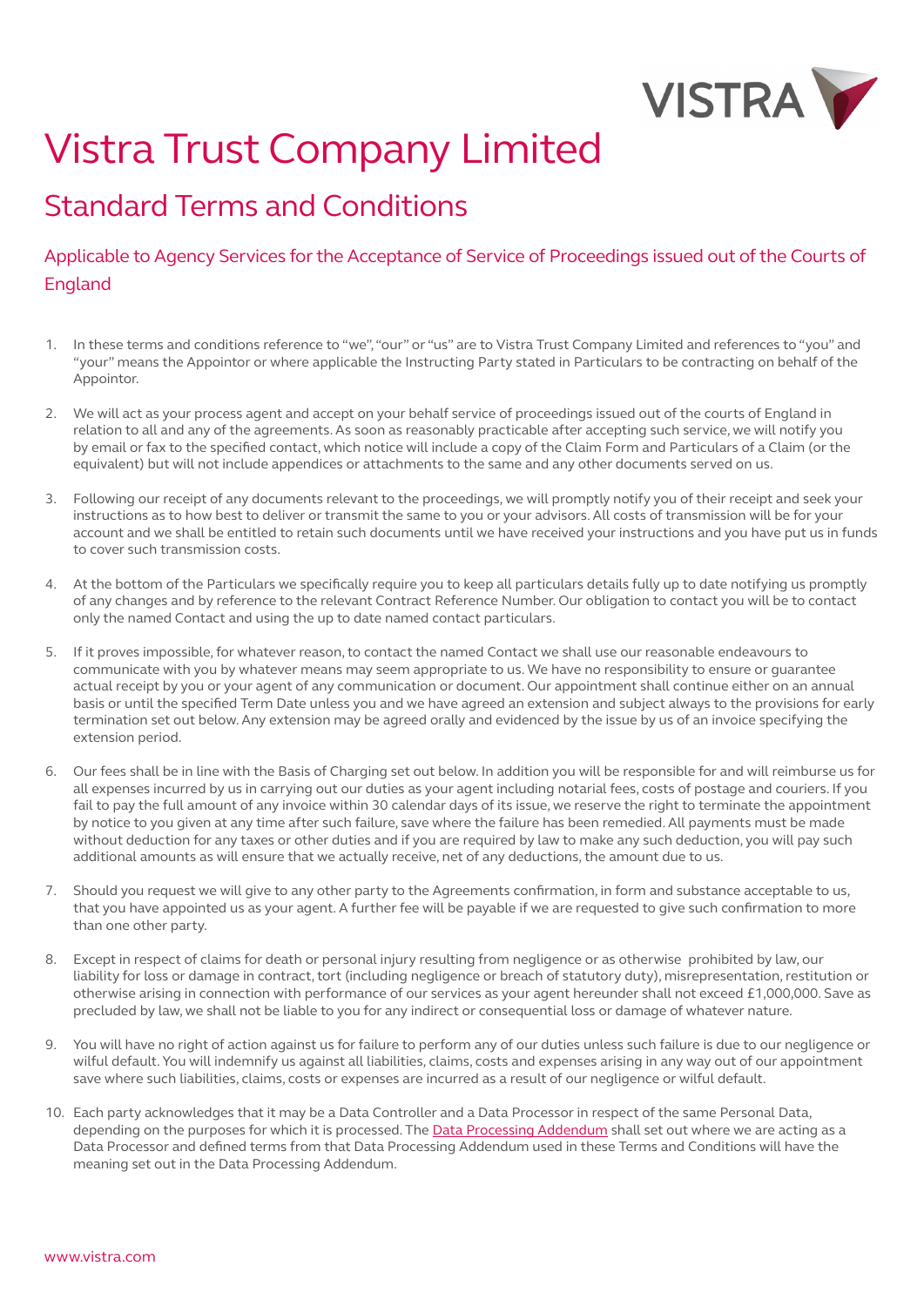# Vistra Trust Company Limited

## Standard Terms and Conditions

### Applicable to Agency Services for the Acceptance of Service of Proceedings issued out of the Courts of England

1. In these terms and conditions reference to "we", "our" or "us" are to Vistra Trust Company Limited and references to "you" and "your" means the Appointor or where applicable the Instructing Party stated in Particulars to be contracting on behalf of the Appointor.

2. We will act as your process agent and accept on your behalf service of proceedings issued out of the courts of England in relation to all and any of the agreements. As soon as reasonably practicable after accepting such service, we will notify you by email or fax to the specified contact, which notice will include a copy of the Claim Form and Particulars of a Claim (or the equivalent) but will not include appendices or attachments to the same and any other documents served on us.

3. Following our receipt of any documents relevant to the proceedings, we will promptly notify you of their receipt and seek your instructions as to how best to deliver or transmit the same to you or your advisors. All costs of transmission will be for your account and we shall be entitled to retain such documents until we have received your instructions and you have put us in funds to cover such transmission costs.

4. At the bottom of the Particulars we specifically require you to keep all particulars details fully up to date notifying us promptly of any changes and by reference to the relevant Contract Reference Number. Our obligation to contact you will be to contact only the named Contact and using the up to date named contact particulars.

5. If it proves impossible, for whatever reason, to contact the named Contact we shall use our reasonable endeavours to communicate with you by whatever means may seem appropriate to us. We have no responsibility to ensure or guarantee actual receipt by you or your agent of any communication or document. Our appointment shall continue either on an annual basis or until the specified Term Date unless you and we have agreed an extension and subject always to the provisions for early termination set out below. Any extension may be agreed orally and evidenced by the issue by us of an invoice specifying the extension period.

6. Our fees shall be in line with the Basis of Charging set out below. In addition you will be responsible for and will reimburse us for all expenses incurred by us in carrying out our duties as your agent including notarial fees, costs of postage and couriers. If you fail to pay the full amount of any invoice within 30 calendar days of its issue, we reserve the right to terminate the appointment by notice to you given at any time after such failure, save where the failure has been remedied. All payments must be made without deduction for any taxes or other duties and if you are required by law to make any such deduction, you will pay such additional amounts as will ensure that we actually receive, net of any deductions, the amount due to us.

7. Should you request we will give to any other party to the Agreements confirmation, in form and substance acceptable to us, that you have appointed us as your agent. A further fee will be payable if we are requested to give such confirmation to more than one other party.

8. Except in respect of claims for death or personal injury resulting from negligence or as otherwise prohibited by law, our liability for loss or damage in contract, tort (including negligence or breach of statutory duty), misrepresentation, restitution or otherwise arising in connection with performance of our services as your agent hereunder shall not exceed £1,000,000. Save as precluded by law, we shall not be liable to you for any indirect or consequential loss or damage of whatever nature.

9. You will have no right of action against us for failure to perform any of our duties unless such failure is due to our negligence or wilful default. You will indemnify us against all liabilities, claims, costs and expenses arising in any way out of our appointment save where such liabilities, claims, costs or expenses are incurred as a result of our negligence or wilful default.

10. Each party acknowledges that it may be a Data Controller and a Data Processor in respect of the same Personal Data, depending on the purposes for which it is processed. The Data Processing Addendum shall set out where we are acting as a Data Processor and defined terms from that Data Processing Addendum used in these Terms and Conditions will have the meaning set out in the Data Processing Addendum.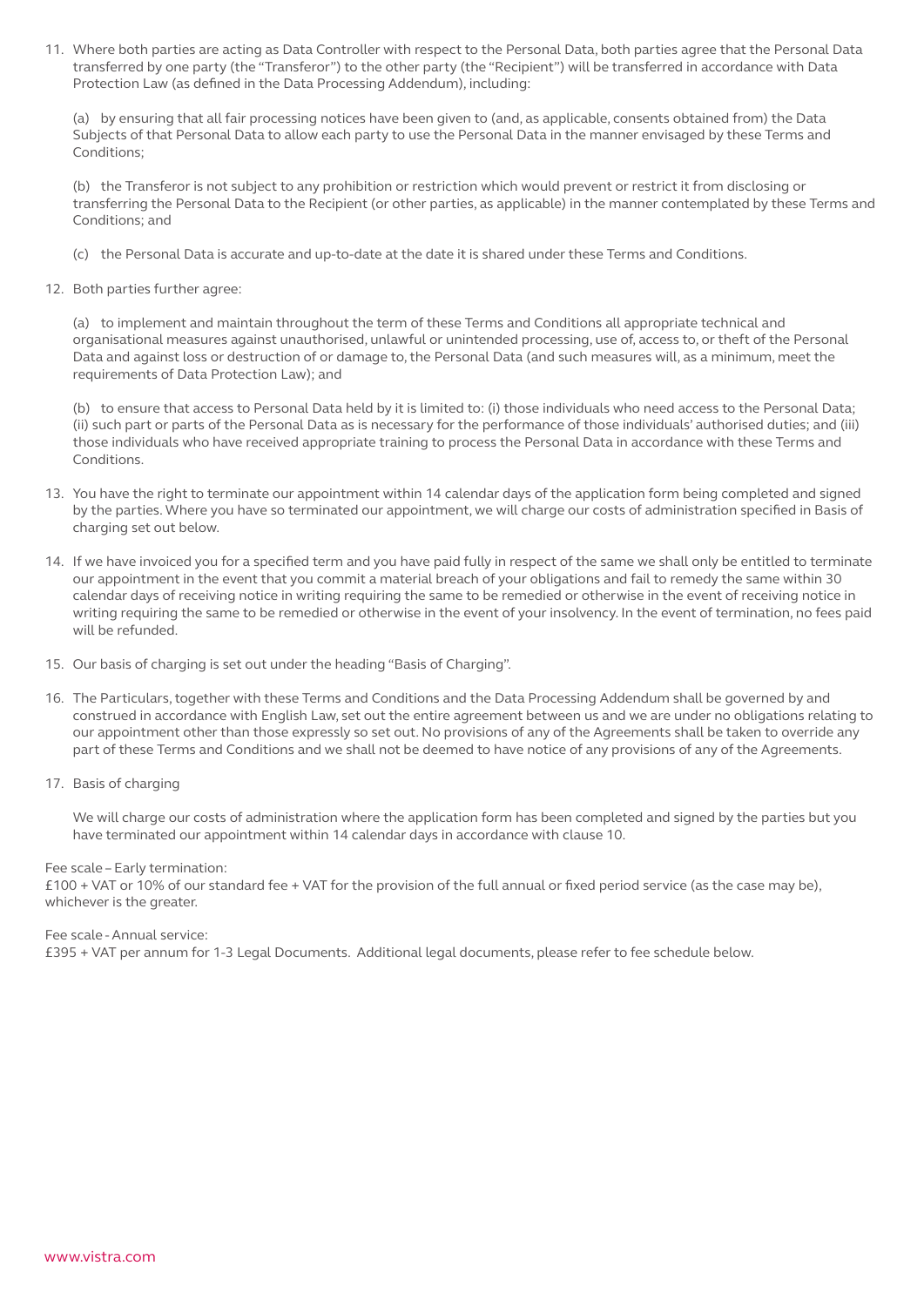11. Where both parties are acting as Data Controller with respect to the Personal Data, both parties agree that the Personal Data transferred by one party (the "Transferor") to the other party (the "Recipient") will be transferred in accordance with Data Protection Law (as defined in the Data Processing Addendum), including:

    (a) by ensuring that all fair processing notices have been given to (and, as applicable, consents obtained from) the Data Subjects of that Personal Data to allow each party to use the Personal Data in the manner envisaged by these Terms and Conditions;

    (b) the Transferor is not subject to any prohibition or restriction which would prevent or restrict it from disclosing or transferring the Personal Data to the Recipient (or other parties, as applicable) in the manner contemplated by these Terms and Conditions; and

    (c) the Personal Data is accurate and up-to-date at the date it is shared under these Terms and Conditions.

12. Both parties further agree:

    (a) to implement and maintain throughout the term of these Terms and Conditions all appropriate technical and organisational measures against unauthorised, unlawful or unintended processing, use of, access to, or theft of the Personal Data and against loss or destruction of or damage to, the Personal Data (and such measures will, as a minimum, meet the requirements of Data Protection Law); and

    (b) to ensure that access to Personal Data held by it is limited to: (i) those individuals who need access to the Personal Data; (ii) such part or parts of the Personal Data as is necessary for the performance of those individuals' authorised duties; and (iii) those individuals who have received appropriate training to process the Personal Data in accordance with these Terms and Conditions.

13. You have the right to terminate our appointment within 14 calendar days of the application form being completed and signed by the parties. Where you have so terminated our appointment, we will charge our costs of administration specified in Basis of charging set out below.

14. If we have invoiced you for a specified term and you have paid fully in respect of the same we shall only be entitled to terminate our appointment in the event that you commit a material breach of your obligations and fail to remedy the same within 30 calendar days of receiving notice in writing requiring the same to be remedied or otherwise in the event of receiving notice in writing requiring the same to be remedied or otherwise in the event of your insolvency. In the event of termination, no fees paid will be refunded.

15. Our basis of charging is set out under the heading "Basis of Charging".

16. The Particulars, together with these Terms and Conditions and the Data Processing Addendum shall be governed by and construed in accordance with English Law, set out the entire agreement between us and we are under no obligations relating to our appointment other than those expressly so set out. No provisions of any of the Agreements shall be taken to override any part of these Terms and Conditions and we shall not be deemed to have notice of any provisions of any of the Agreements.

17. Basis of charging

    We will charge our costs of administration where the application form has been completed and signed by the parties but you have terminated our appointment within 14 calendar days in accordance with clause 10.

Fee scale – Early termination:
£100 + VAT or 10% of our standard fee + VAT for the provision of the full annual or fixed period service (as the case may be), whichever is the greater.

Fee scale - Annual service:
£395 + VAT per annum for 1-3 Legal Documents. Additional legal documents, please refer to fee schedule below.

www.vistra.com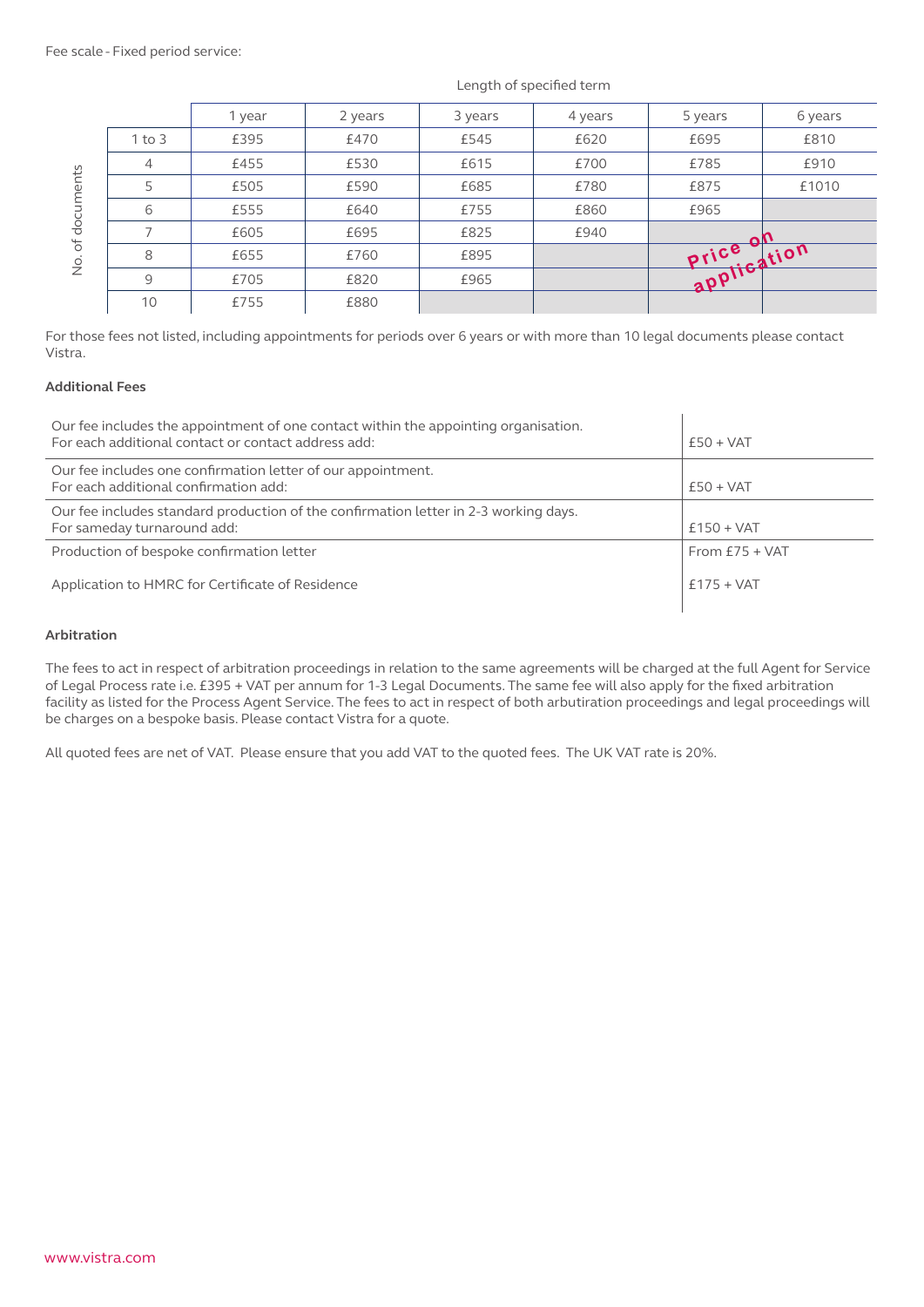Fee scale - Fixed period service:

| No. of documents | Length of specified term | | | | | |
|---|---|---|---|---|---|---|
| | 1 year | 2 years | 3 years | 4 years | 5 years | 6 years |
| 1 to 3 | £395 | £470 | £545 | £620 | £695 | £810 |
| 4 | £455 | £530 | £615 | £700 | £785 | £910 |
| 5 | £505 | £590 | £685 | £780 | £875 | £1010 |
| 6 | £555 | £640 | £755 | £860 | £965 | |
| 7 | £605 | £695 | £825 | £940 | Price on application | |
| 8 | £655 | £760 | £895 | | | |
| 9 | £705 | £820 | £965 | | | |
| 10 | £755 | £880 | | | | |

For those fees not listed, including appointments for periods over 6 years or with more than 10 legal documents please contact Vistra.

**Additional Fees**

| | |
|---|---|
| Our fee includes the appointment of one contact within the appointing organisation. For each additional contact or contact address add: | £50 + VAT |
| Our fee includes one confirmation letter of our appointment. For each additional confirmation add: | £50 + VAT |
| Our fee includes standard production of the confirmation letter in 2-3 working days. For sameday turnaround add: | £150 + VAT |
| Production of bespoke confirmation letter | From £75 + VAT |
| Application to HMRC for Certificate of Residence | £175 + VAT |

**Arbitration**

The fees to act in respect of arbitration proceedings in relation to the same agreements will be charged at the full Agent for Service of Legal Process rate i.e. £395 + VAT per annum for 1-3 Legal Documents. The same fee will also apply for the fixed arbitration facility as listed for the Process Agent Service. The fees to act in respect of both arbutiration proceedings and legal proceedings will be charges on a bespoke basis. Please contact Vistra for a quote.

All quoted fees are net of VAT. Please ensure that you add VAT to the quoted fees. The UK VAT rate is 20%.

www.vistra.com